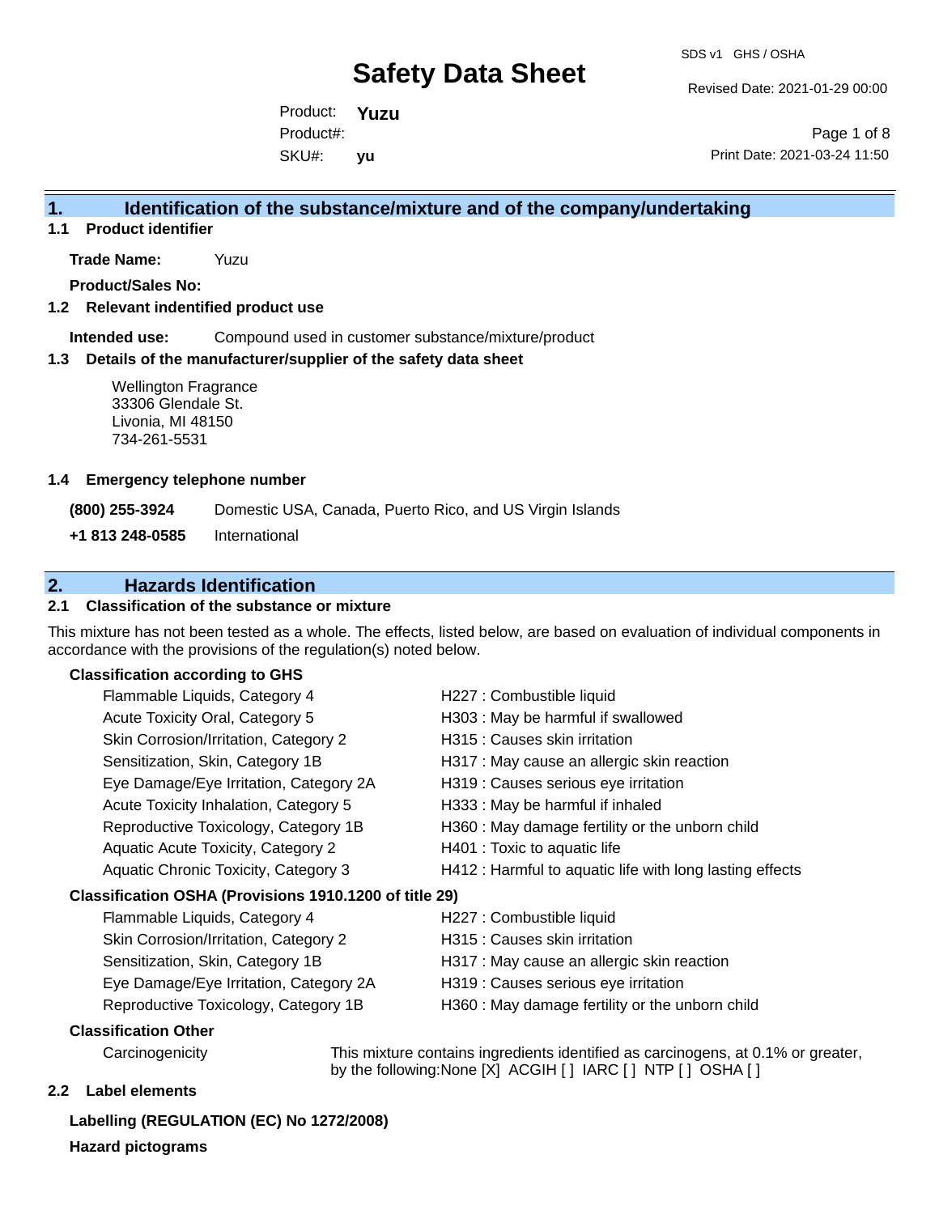# Safety Data Sheet

SDS v1 GHS / OSHA

Revised Date: 2021-01-29 00:00

Product: **Yuzu**
Product#:
SKU#: **yu**

Print Date: 2021-03-24 11:50

## 1. Identification of the substance/mixture and of the company/undertaking

### 1.1 Product identifier

**Trade Name:** Yuzu

**Product/Sales No:**

### 1.2 Relevant indentified product use

**Intended use:** Compound used in customer substance/mixture/product

### 1.3 Details of the manufacturer/supplier of the safety data sheet

Wellington Fragrance
33306 Glendale St.
Livonia, MI 48150
734-261-5531

### 1.4 Emergency telephone number

| | |
|---|---|
| **(800) 255-3924** | Domestic USA, Canada, Puerto Rico, and US Virgin Islands |
| **+1 813 248-0585** | International |

## 2. Hazards Identification

### 2.1 Classification of the substance or mixture

This mixture has not been tested as a whole. The effects, listed below, are based on evaluation of individual components in accordance with the provisions of the regulation(s) noted below.

**Classification according to GHS**

| | |
|---|---|
| Flammable Liquids, Category 4 | H227 : Combustible liquid |
| Acute Toxicity Oral, Category 5 | H303 : May be harmful if swallowed |
| Skin Corrosion/Irritation, Category 2 | H315 : Causes skin irritation |
| Sensitization, Skin, Category 1B | H317 : May cause an allergic skin reaction |
| Eye Damage/Eye Irritation, Category 2A | H319 : Causes serious eye irritation |
| Acute Toxicity Inhalation, Category 5 | H333 : May be harmful if inhaled |
| Reproductive Toxicology, Category 1B | H360 : May damage fertility or the unborn child |
| Aquatic Acute Toxicity, Category 2 | H401 : Toxic to aquatic life |
| Aquatic Chronic Toxicity, Category 3 | H412 : Harmful to aquatic life with long lasting effects |

**Classification OSHA (Provisions 1910.1200 of title 29)**

| | |
|---|---|
| Flammable Liquids, Category 4 | H227 : Combustible liquid |
| Skin Corrosion/Irritation, Category 2 | H315 : Causes skin irritation |
| Sensitization, Skin, Category 1B | H317 : May cause an allergic skin reaction |
| Eye Damage/Eye Irritation, Category 2A | H319 : Causes serious eye irritation |
| Reproductive Toxicology, Category 1B | H360 : May damage fertility or the unborn child |

**Classification Other**

| | |
|---|---|
| Carcinogenicity | This mixture contains ingredients identified as carcinogens, at 0.1% or greater, by the following:None [X] ACGIH [ ] IARC [ ] NTP [ ] OSHA [ ] |

### 2.2 Label elements

**Labelling (REGULATION (EC) No 1272/2008)**

**Hazard pictograms**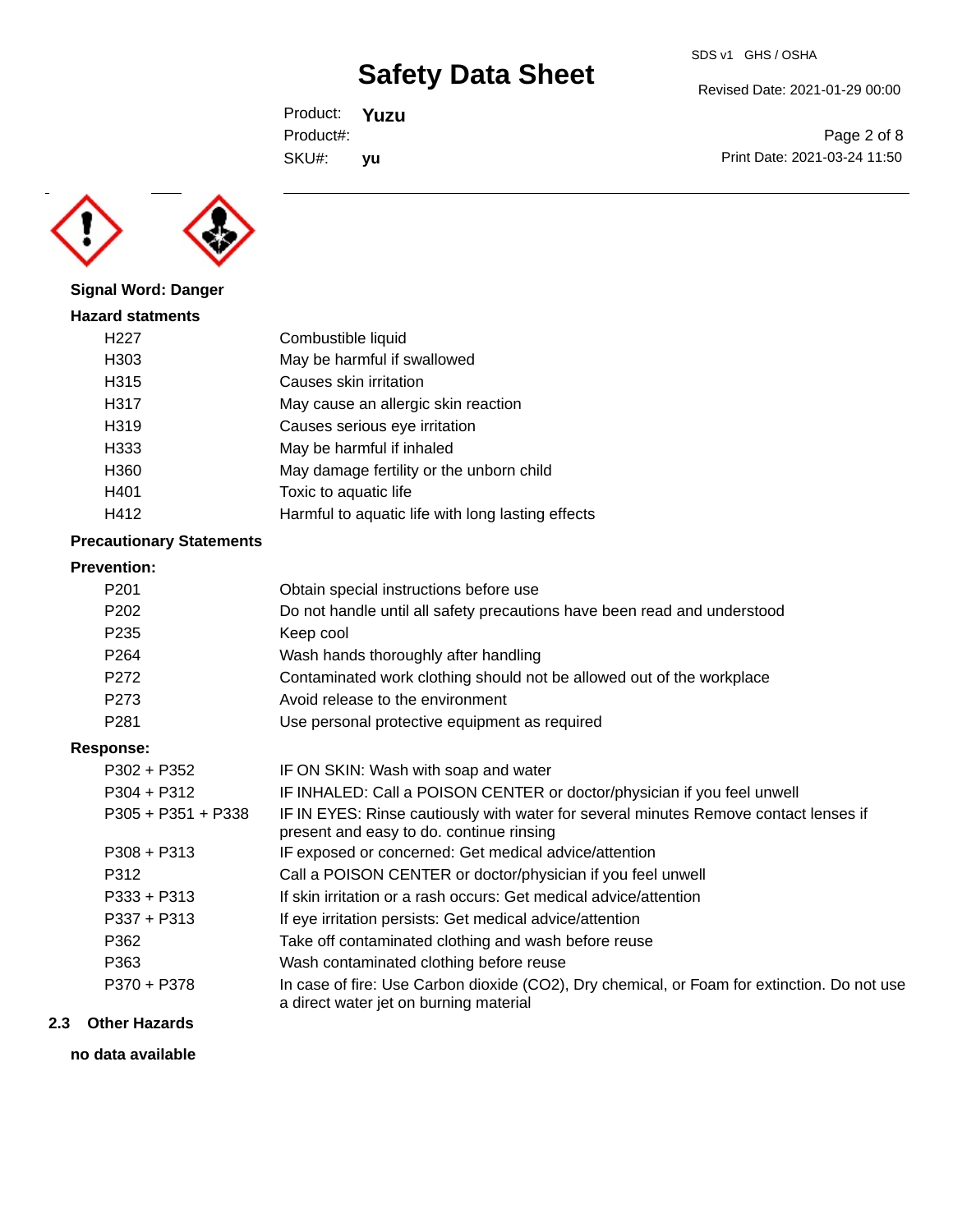**Signal Word: Danger**

**Hazard statments**

| | |
|---|---|
| H227 | Combustible liquid |
| H303 | May be harmful if swallowed |
| H315 | Causes skin irritation |
| H317 | May cause an allergic skin reaction |
| H319 | Causes serious eye irritation |
| H333 | May be harmful if inhaled |
| H360 | May damage fertility or the unborn child |
| H401 | Toxic to aquatic life |
| H412 | Harmful to aquatic life with long lasting effects |

**Precautionary Statements**

**Prevention:**

| | |
|---|---|
| P201 | Obtain special instructions before use |
| P202 | Do not handle until all safety precautions have been read and understood |
| P235 | Keep cool |
| P264 | Wash hands thoroughly after handling |
| P272 | Contaminated work clothing should not be allowed out of the workplace |
| P273 | Avoid release to the environment |
| P281 | Use personal protective equipment as required |

**Response:**

| | |
|---|---|
| P302 + P352 | IF ON SKIN: Wash with soap and water |
| P304 + P312 | IF INHALED: Call a POISON CENTER or doctor/physician if you feel unwell |
| P305 + P351 + P338 | IF IN EYES: Rinse cautiously with water for several minutes Remove contact lenses if present and easy to do. continue rinsing |
| P308 + P313 | IF exposed or concerned: Get medical advice/attention |
| P312 | Call a POISON CENTER or doctor/physician if you feel unwell |
| P333 + P313 | If skin irritation or a rash occurs: Get medical advice/attention |
| P337 + P313 | If eye irritation persists: Get medical advice/attention |
| P362 | Take off contaminated clothing and wash before reuse |
| P363 | Wash contaminated clothing before reuse |
| P370 + P378 | In case of fire: Use Carbon dioxide ($CO_2$), Dry chemical, or Foam for extinction. Do not use a direct water jet on burning material |

## 2.3 Other Hazards

**no data available**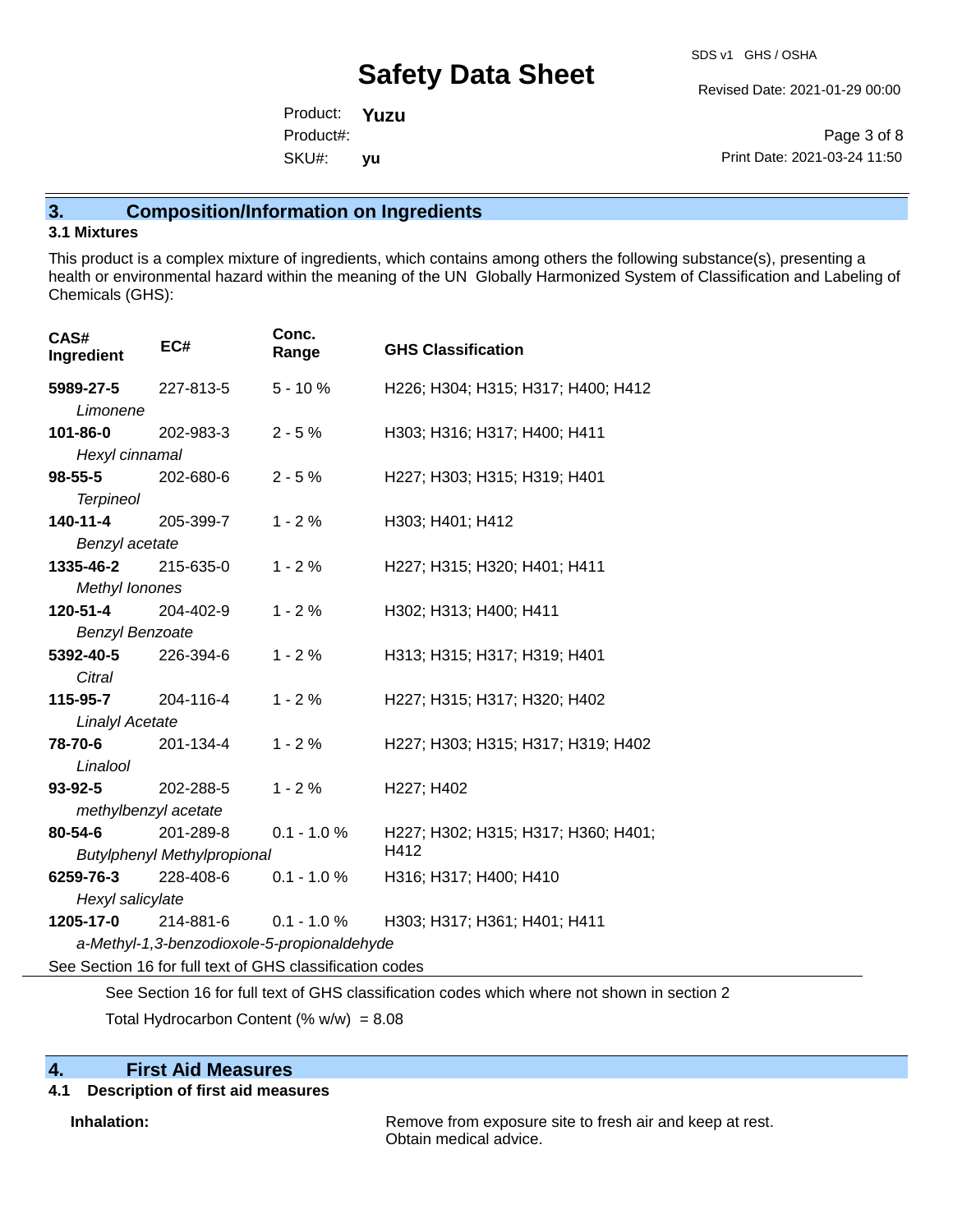## 3. Composition/Information on Ingredients

### 3.1 Mixtures

This product is a complex mixture of ingredients, which contains among others the following substance(s), presenting a health or environmental hazard within the meaning of the UN Globally Harmonized System of Classification and Labeling of Chemicals (GHS):

| CAS# Ingredient | EC# | Conc. Range | GHS Classification |
|---|---|---|---|
| **5989-27-5** *Limonene* | 227-813-5 | 5 - 10 % | H226; H304; H315; H317; H400; H412 |
| **101-86-0** *Hexyl cinnamal* | 202-983-3 | 2 - 5 % | H303; H316; H317; H400; H411 |
| **98-55-5** *Terpineol* | 202-680-6 | 2 - 5 % | H227; H303; H315; H319; H401 |
| **140-11-4** *Benzyl acetate* | 205-399-7 | 1 - 2 % | H303; H401; H412 |
| **1335-46-2** *Methyl Ionones* | 215-635-0 | 1 - 2 % | H227; H315; H320; H401; H411 |
| **120-51-4** *Benzyl Benzoate* | 204-402-9 | 1 - 2 % | H302; H313; H400; H411 |
| **5392-40-5** *Citral* | 226-394-6 | 1 - 2 % | H313; H315; H317; H319; H401 |
| **115-95-7** *Linalyl Acetate* | 204-116-4 | 1 - 2 % | H227; H315; H317; H320; H402 |
| **78-70-6** *Linalool* | 201-134-4 | 1 - 2 % | H227; H303; H315; H317; H319; H402 |
| **93-92-5** *methylbenzyl acetate* | 202-288-5 | 1 - 2 % | H227; H402 |
| **80-54-6** *Butylphenyl Methylpropional* | 201-289-8 | 0.1 - 1.0 % | H227; H302; H315; H317; H360; H401; H412 |
| **6259-76-3** *Hexyl salicylate* | 228-408-6 | 0.1 - 1.0 % | H316; H317; H400; H410 |
| **1205-17-0** *a-Methyl-1,3-benzodioxole-5-propionaldehyde* | 214-881-6 | 0.1 - 1.0 % | H303; H317; H361; H401; H411 |

See Section 16 for full text of GHS classification codes

See Section 16 for full text of GHS classification codes which where not shown in section 2

Total Hydrocarbon Content (% w/w) = 8.08

## 4. First Aid Measures

### 4.1 Description of first aid measures

**Inhalation:** Remove from exposure site to fresh air and keep at rest. Obtain medical advice.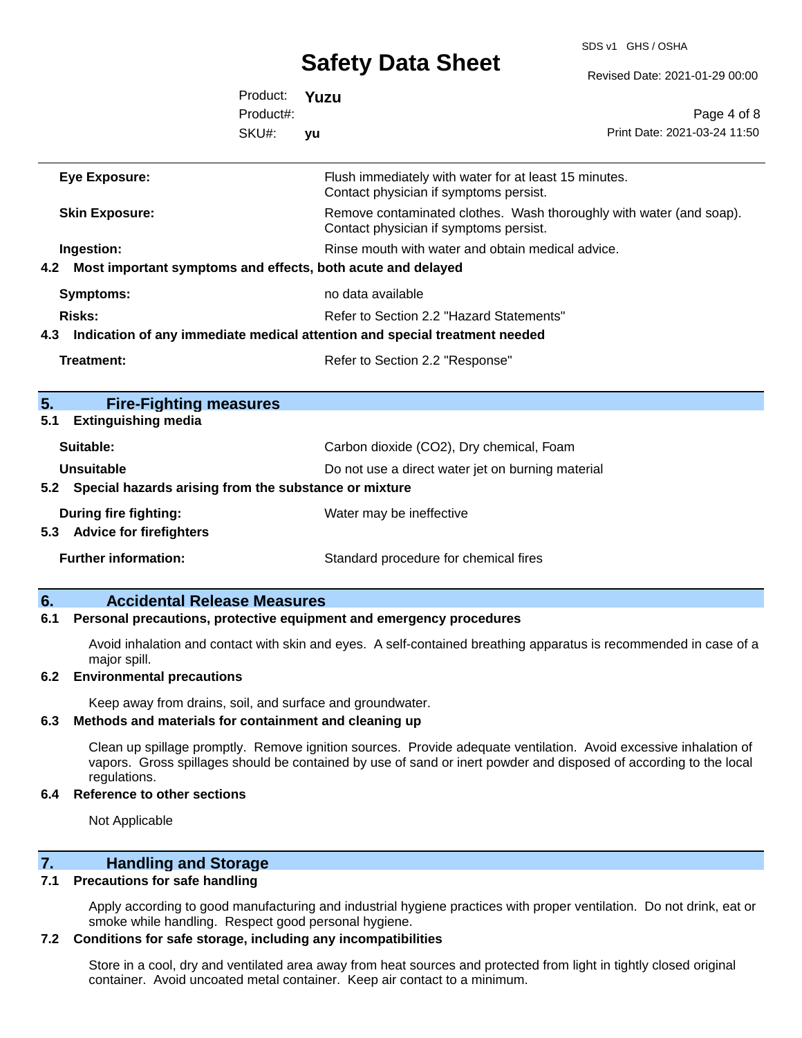| | |
|---|---|
| **Eye Exposure:** | Flush immediately with water for at least 15 minutes. Contact physician if symptoms persist. |
| **Skin Exposure:** | Remove contaminated clothes. Wash thoroughly with water (and soap). Contact physician if symptoms persist. |
| **Ingestion:** | Rinse mouth with water and obtain medical advice. |

### 4.2 Most important symptoms and effects, both acute and delayed

| | |
|---|---|
| **Symptoms:** | no data available |
| **Risks:** | Refer to Section 2.2 "Hazard Statements" |

### 4.3 Indication of any immediate medical attention and special treatment needed

| | |
|---|---|
| **Treatment:** | Refer to Section 2.2 "Response" |

## 5. Fire-Fighting measures

### 5.1 Extinguishing media

| | |
|---|---|
| **Suitable:** | Carbon dioxide ($CO_2$), Dry chemical, Foam |
| **Unsuitable** | Do not use a direct water jet on burning material |

### 5.2 Special hazards arising from the substance or mixture

| | |
|---|---|
| **During fire fighting:** | Water may be ineffective |

### 5.3 Advice for firefighters

| | |
|---|---|
| **Further information:** | Standard procedure for chemical fires |

## 6. Accidental Release Measures

### 6.1 Personal precautions, protective equipment and emergency procedures

Avoid inhalation and contact with skin and eyes. A self-contained breathing apparatus is recommended in case of a major spill.

### 6.2 Environmental precautions

Keep away from drains, soil, and surface and groundwater.

### 6.3 Methods and materials for containment and cleaning up

Clean up spillage promptly. Remove ignition sources. Provide adequate ventilation. Avoid excessive inhalation of vapors. Gross spillages should be contained by use of sand or inert powder and disposed of according to the local regulations.

### 6.4 Reference to other sections

Not Applicable

## 7. Handling and Storage

### 7.1 Precautions for safe handling

Apply according to good manufacturing and industrial hygiene practices with proper ventilation. Do not drink, eat or smoke while handling. Respect good personal hygiene.

### 7.2 Conditions for safe storage, including any incompatibilities

Store in a cool, dry and ventilated area away from heat sources and protected from light in tightly closed original container. Avoid uncoated metal container. Keep air contact to a minimum.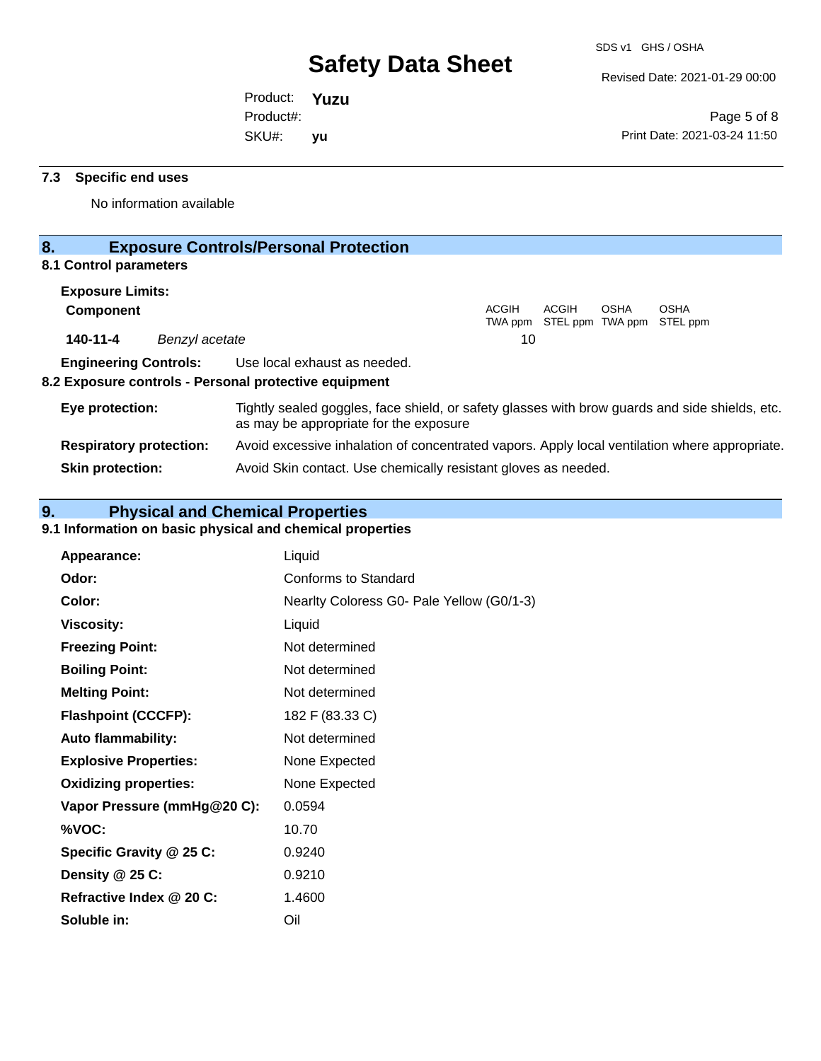### 7.3 Specific end uses

No information available

## 8. Exposure Controls/Personal Protection

### 8.1 Control parameters

**Exposure Limits:**

| Component | | ACGIH TWA ppm | ACGIH STEL ppm | OSHA TWA ppm | OSHA STEL ppm |
|---|---|---|---|---|---|
| **140-11-4** | *Benzyl acetate* | 10 | | | |

**Engineering Controls:** Use local exhaust as needed.

### 8.2 Exposure controls - Personal protective equipment

**Eye protection:** Tightly sealed goggles, face shield, or safety glasses with brow guards and side shields, etc. as may be appropriate for the exposure

**Respiratory protection:** Avoid excessive inhalation of concentrated vapors. Apply local ventilation where appropriate.

**Skin protection:** Avoid Skin contact. Use chemically resistant gloves as needed.

## 9. Physical and Chemical Properties

### 9.1 Information on basic physical and chemical properties

| | |
|---|---|
| **Appearance:** | Liquid |
| **Odor:** | Conforms to Standard |
| **Color:** | Nearlty Coloress G0- Pale Yellow (G0/1-3) |
| **Viscosity:** | Liquid |
| **Freezing Point:** | Not determined |
| **Boiling Point:** | Not determined |
| **Melting Point:** | Not determined |
| **Flashpoint (CCCFP):** | 182 F (83.33 C) |
| **Auto flammability:** | Not determined |
| **Explosive Properties:** | None Expected |
| **Oxidizing properties:** | None Expected |
| **Vapor Pressure (mmHg@20 C):** | 0.0594 |
| **%VOC:** | 10.70 |
| **Specific Gravity @ 25 C:** | 0.9240 |
| **Density @ 25 C:** | 0.9210 |
| **Refractive Index @ 20 C:** | 1.4600 |
| **Soluble in:** | Oil |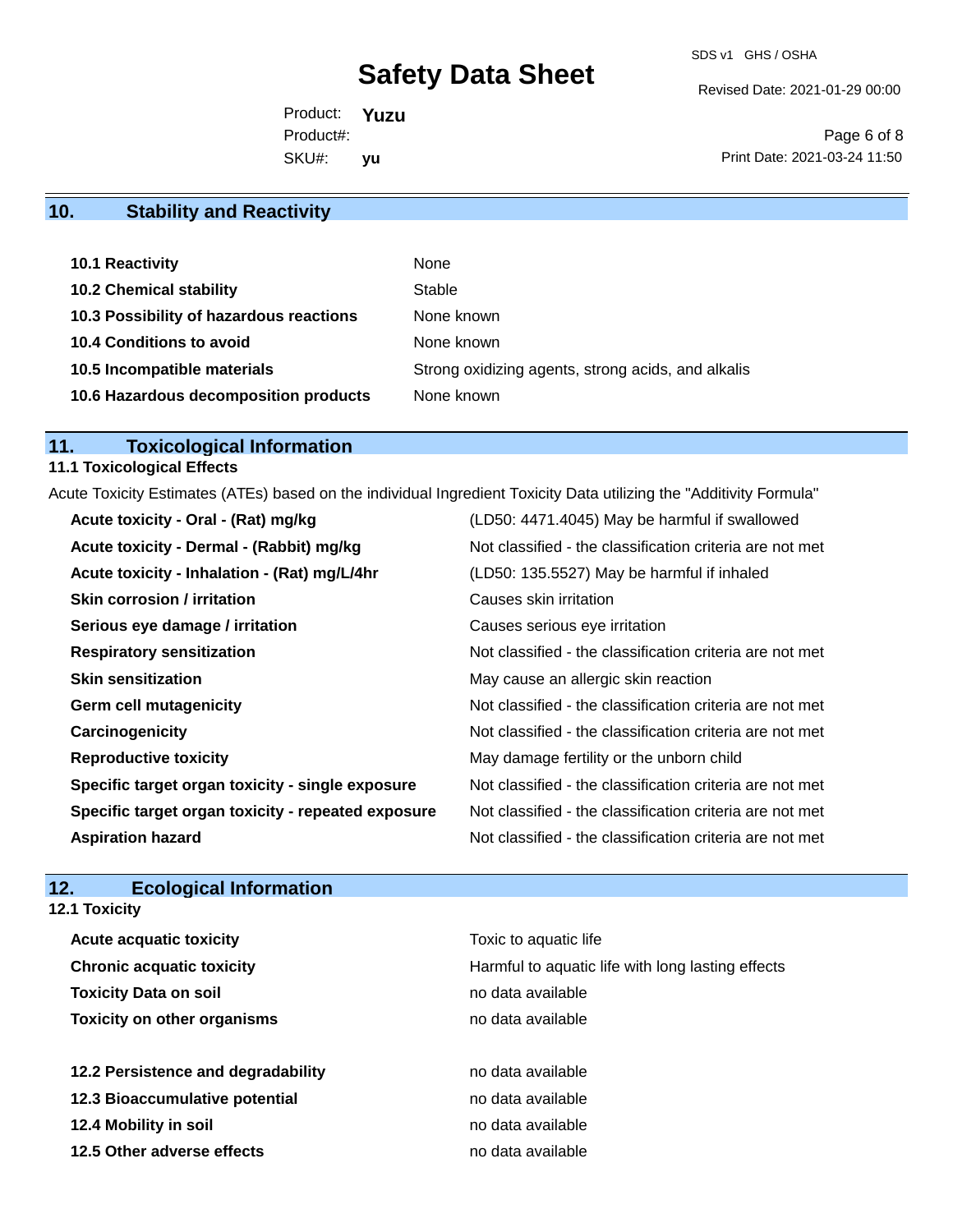## 10. Stability and Reactivity

| | |
|---|---|
| **10.1 Reactivity** | None |
| **10.2 Chemical stability** | Stable |
| **10.3 Possibility of hazardous reactions** | None known |
| **10.4 Conditions to avoid** | None known |
| **10.5 Incompatible materials** | Strong oxidizing agents, strong acids, and alkalis |
| **10.6 Hazardous decomposition products** | None known |

## 11. Toxicological Information

### 11.1 Toxicological Effects

Acute Toxicity Estimates (ATEs) based on the individual Ingredient Toxicity Data utilizing the "Additivity Formula"

| | |
|---|---|
| **Acute toxicity - Oral - (Rat) mg/kg** | (LD50: 4471.4045) May be harmful if swallowed |
| **Acute toxicity - Dermal - (Rabbit) mg/kg** | Not classified - the classification criteria are not met |
| **Acute toxicity - Inhalation - (Rat) mg/L/4hr** | (LD50: 135.5527) May be harmful if inhaled |
| **Skin corrosion / irritation** | Causes skin irritation |
| **Serious eye damage / irritation** | Causes serious eye irritation |
| **Respiratory sensitization** | Not classified - the classification criteria are not met |
| **Skin sensitization** | May cause an allergic skin reaction |
| **Germ cell mutagenicity** | Not classified - the classification criteria are not met |
| **Carcinogenicity** | Not classified - the classification criteria are not met |
| **Reproductive toxicity** | May damage fertility or the unborn child |
| **Specific target organ toxicity - single exposure** | Not classified - the classification criteria are not met |
| **Specific target organ toxicity - repeated exposure** | Not classified - the classification criteria are not met |
| **Aspiration hazard** | Not classified - the classification criteria are not met |

## 12. Ecological Information

### 12.1 Toxicity

| | |
|---|---|
| **Acute acquatic toxicity** | Toxic to aquatic life |
| **Chronic acquatic toxicity** | Harmful to aquatic life with long lasting effects |
| **Toxicity Data on soil** | no data available |
| **Toxicity on other organisms** | no data available |

| | |
|---|---|
| **12.2 Persistence and degradability** | no data available |
| **12.3 Bioaccumulative potential** | no data available |
| **12.4 Mobility in soil** | no data available |
| **12.5 Other adverse effects** | no data available |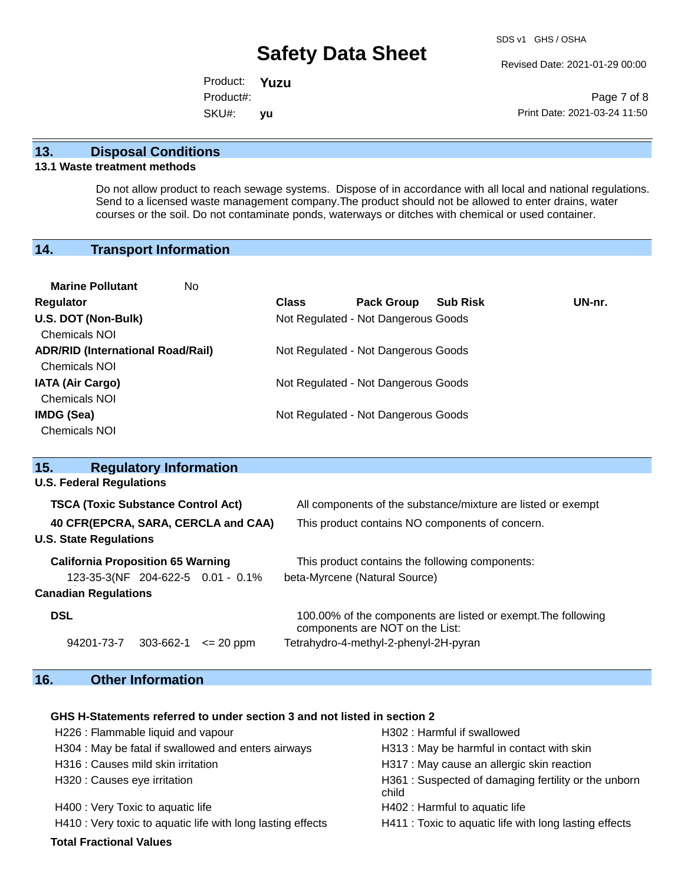## 13. Disposal Conditions

### 13.1 Waste treatment methods

Do not allow product to reach sewage systems. Dispose of in accordance with all local and national regulations. Send to a licensed waste management company.The product should not be allowed to enter drains, water courses or the soil. Do not contaminate ponds, waterways or ditches with chemical or used container.

## 14. Transport Information

**Marine Pollutant** No

| Regulator | Class | Pack Group | Sub Risk | UN-nr. |
|---|---|---|---|---|
| **U.S. DOT (Non-Bulk)** | Not Regulated - Not Dangerous Goods | | | |
| Chemicals NOI | | | | |
| **ADR/RID (International Road/Rail)** | Not Regulated - Not Dangerous Goods | | | |
| Chemicals NOI | | | | |
| **IATA (Air Cargo)** | Not Regulated - Not Dangerous Goods | | | |
| Chemicals NOI | | | | |
| **IMDG (Sea)** | Not Regulated - Not Dangerous Goods | | | |
| Chemicals NOI | | | | |

## 15. Regulatory Information

**U.S. Federal Regulations**

**TSCA (Toxic Substance Control Act)** All components of the substance/mixture are listed or exempt

**40 CFR(EPCRA, SARA, CERCLA and CAA)** This product contains NO components of concern.

**U.S. State Regulations**

**California Proposition 65 Warning** This product contains the following components:

123-35-3(NF 204-622-5 0.01 - 0.1% beta-Myrcene (Natural Source)

**Canadian Regulations**

**DSL** 100.00% of the components are listed or exempt.The following components are NOT on the List:

94201-73-7 303-662-1 <= 20 ppm Tetrahydro-4-methyl-2-phenyl-2H-pyran

## 16. Other Information

**GHS H-Statements referred to under section 3 and not listed in section 2**

| | |
|---|---|
| H226 : Flammable liquid and vapour | H302 : Harmful if swallowed |
| H304 : May be fatal if swallowed and enters airways | H313 : May be harmful in contact with skin |
| H316 : Causes mild skin irritation | H317 : May cause an allergic skin reaction |
| H320 : Causes eye irritation | H361 : Suspected of damaging fertility or the unborn child |
| H400 : Very Toxic to aquatic life | H402 : Harmful to aquatic life |
| H410 : Very toxic to aquatic life with long lasting effects | H411 : Toxic to aquatic life with long lasting effects |

**Total Fractional Values**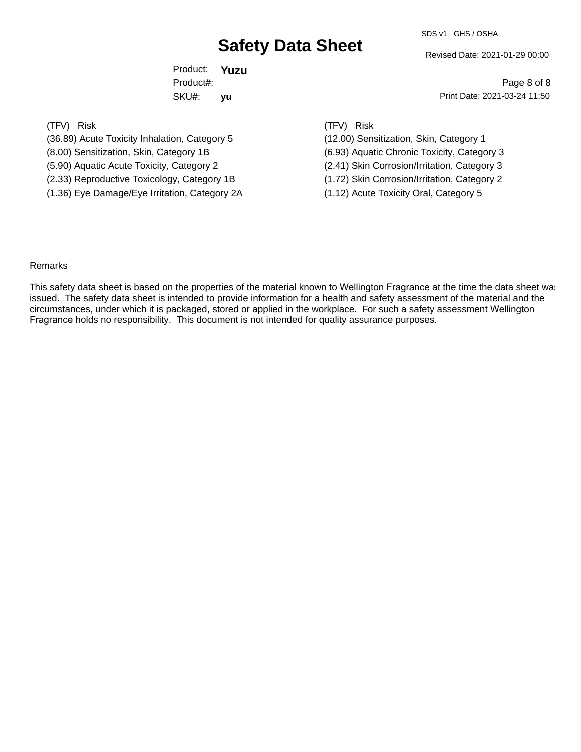| (TFV) | Risk | (TFV) | Risk |
| --- | --- | --- | --- |
| (36.89) | Acute Toxicity Inhalation, Category 5 | (12.00) | Sensitization, Skin, Category 1 |
| (8.00) | Sensitization, Skin, Category 1B | (6.93) | Aquatic Chronic Toxicity, Category 3 |
| (5.90) | Aquatic Acute Toxicity, Category 2 | (2.41) | Skin Corrosion/Irritation, Category 3 |
| (2.33) | Reproductive Toxicology, Category 1B | (1.72) | Skin Corrosion/Irritation, Category 2 |
| (1.36) | Eye Damage/Eye Irritation, Category 2A | (1.12) | Acute Toxicity Oral, Category 5 |

Remarks

This safety data sheet is based on the properties of the material known to Wellington Fragrance at the time the data sheet was issued. The safety data sheet is intended to provide information for a health and safety assessment of the material and the circumstances, under which it is packaged, stored or applied in the workplace. For such a safety assessment Wellington Fragrance holds no responsibility. This document is not intended for quality assurance purposes.